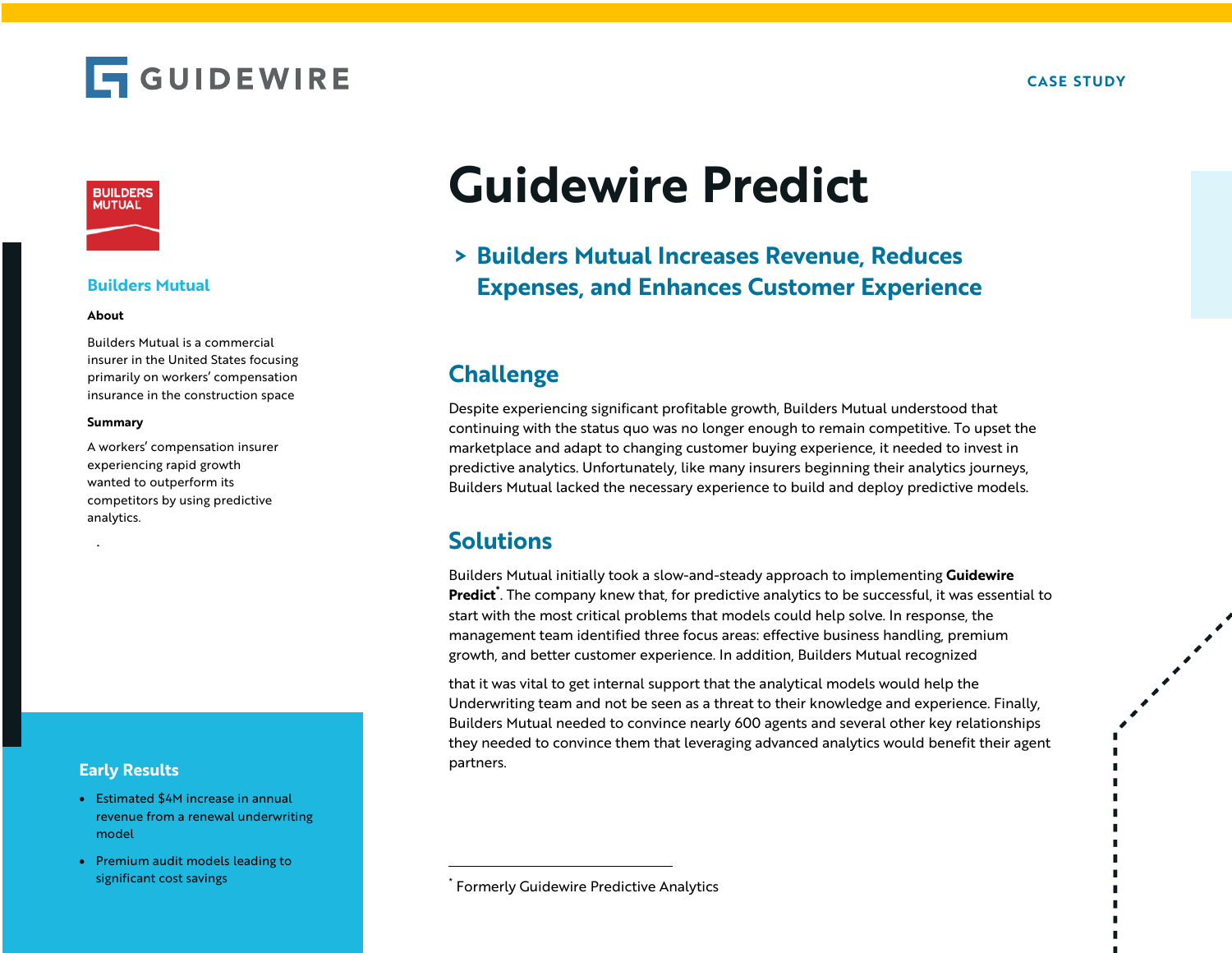GUIDEWIRE

CASE STUDY

# Guidewire Predict

## > Builders Mutual Increases Revenue, Reduces Expenses, and Enhances Customer Experience

### Builders Mutual

**About**

Builders Mutual is a commercial insurer in the United States focusing primarily on workers' compensation insurance in the construction space

**Summary**

A workers' compensation insurer experiencing rapid growth wanted to outperform its competitors by using predictive analytics.

### Early Results

- Estimated $4M increase in annual revenue from a renewal underwriting model
- Premium audit models leading to significant cost savings

## Challenge

Despite experiencing significant profitable growth, Builders Mutual understood that continuing with the status quo was no longer enough to remain competitive. To upset the marketplace and adapt to changing customer buying experience, it needed to invest in predictive analytics. Unfortunately, like many insurers beginning their analytics journeys, Builders Mutual lacked the necessary experience to build and deploy predictive models.

## Solutions

Builders Mutual initially took a slow-and-steady approach to implementing **Guidewire Predict**\*. The company knew that, for predictive analytics to be successful, it was essential to start with the most critical problems that models could help solve. In response, the management team identified three focus areas: effective business handling, premium growth, and better customer experience. In addition, Builders Mutual recognized

that it was vital to get internal support that the analytical models would help the Underwriting team and not be seen as a threat to their knowledge and experience. Finally, Builders Mutual needed to convince nearly 600 agents and several other key relationships they needed to convince them that leveraging advanced analytics would benefit their agent partners.

---

\* Formerly Guidewire Predictive Analytics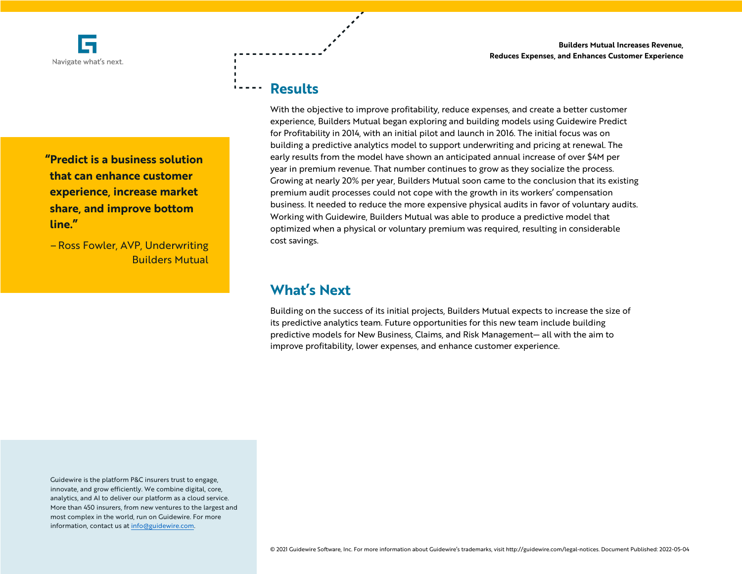> **"Predict is a business solution that can enhance customer experience, increase market share, and improve bottom line."**
>
> – Ross Fowler, AVP, Underwriting
> Builders Mutual

## Results

With the objective to improve profitability, reduce expenses, and create a better customer experience, Builders Mutual began exploring and building models using Guidewire Predict for Profitability in 2014, with an initial pilot and launch in 2016. The initial focus was on building a predictive analytics model to support underwriting and pricing at renewal. The early results from the model have shown an anticipated annual increase of over $4M per year in premium revenue. That number continues to grow as they socialize the process. Growing at nearly 20% per year, Builders Mutual soon came to the conclusion that its existing premium audit processes could not cope with the growth in its workers' compensation business. It needed to reduce the more expensive physical audits in favor of voluntary audits. Working with Guidewire, Builders Mutual was able to produce a predictive model that optimized when a physical or voluntary premium was required, resulting in considerable cost savings.

## What's Next

Building on the success of its initial projects, Builders Mutual expects to increase the size of its predictive analytics team. Future opportunities for this new team include building predictive models for New Business, Claims, and Risk Management— all with the aim to improve profitability, lower expenses, and enhance customer experience.

Guidewire is the platform P&C insurers trust to engage, innovate, and grow efficiently. We combine digital, core, analytics, and AI to deliver our platform as a cloud service. More than 450 insurers, from new ventures to the largest and most complex in the world, run on Guidewire. For more information, contact us at info@guidewire.com.

© 2021 Guidewire Software, Inc. For more information about Guidewire's trademarks, visit http://guidewire.com/legal-notices. Document Published: 2022-05-04